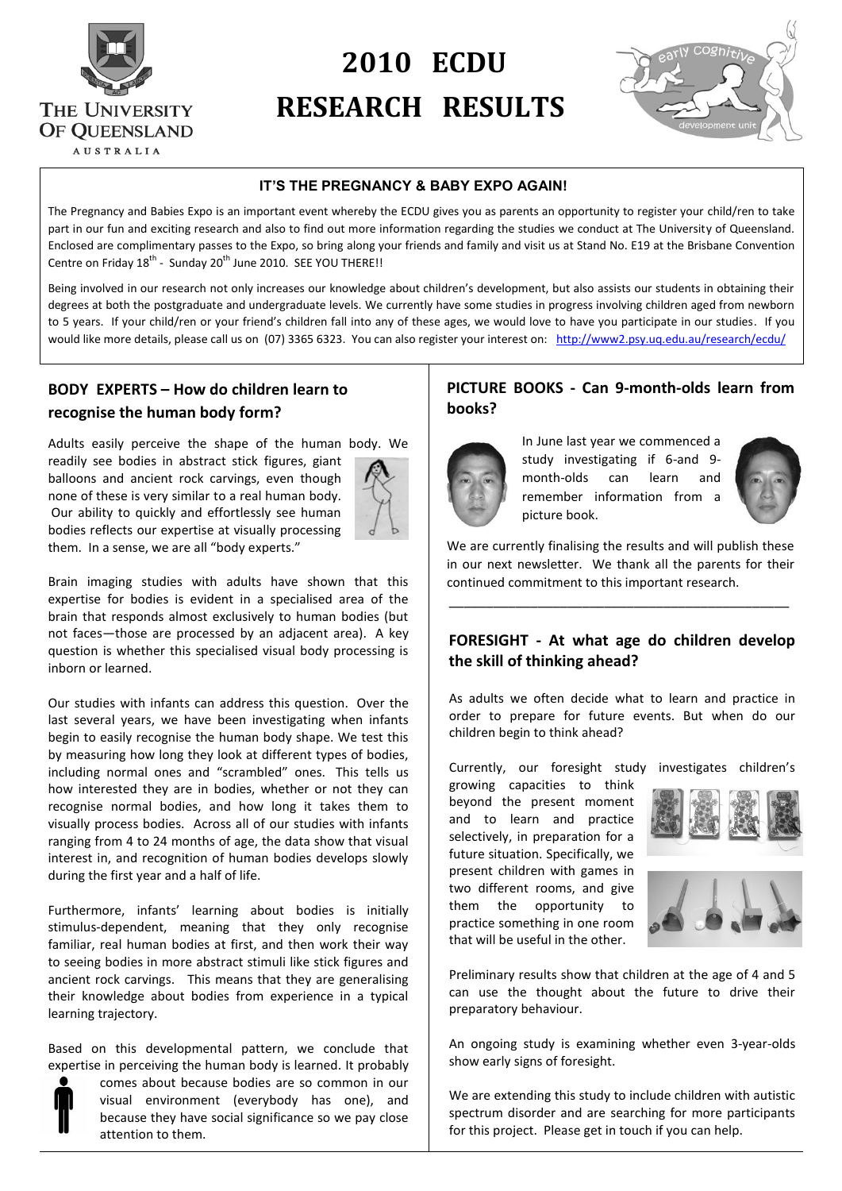# 2010 ECDU RESEARCH RESULTS

THE UNIVERSITY OF QUEENSLAND AUSTRALIA

### IT'S THE PREGNANCY & BABY EXPO AGAIN!

The Pregnancy and Babies Expo is an important event whereby the ECDU gives you as parents an opportunity to register your child/ren to take part in our fun and exciting research and also to find out more information regarding the studies we conduct at The University of Queensland. Enclosed are complimentary passes to the Expo, so bring along your friends and family and visit us at Stand No. E19 at the Brisbane Convention Centre on Friday 18th - Sunday 20th June 2010. SEE YOU THERE!!

Being involved in our research not only increases our knowledge about children's development, but also assists our students in obtaining their degrees at both the postgraduate and undergraduate levels. We currently have some studies in progress involving children aged from newborn to 5 years. If your child/ren or your friend's children fall into any of these ages, we would love to have you participate in our studies. If you would like more details, please call us on (07) 3365 6323. You can also register your interest on: http://www2.psy.uq.edu.au/research/ecdu/

## BODY EXPERTS – How do children learn to recognise the human body form?

Adults easily perceive the shape of the human body. We readily see bodies in abstract stick figures, giant balloons and ancient rock carvings, even though none of these is very similar to a real human body. Our ability to quickly and effortlessly see human bodies reflects our expertise at visually processing them. In a sense, we are all "body experts."

Brain imaging studies with adults have shown that this expertise for bodies is evident in a specialised area of the brain that responds almost exclusively to human bodies (but not faces—those are processed by an adjacent area). A key question is whether this specialised visual body processing is inborn or learned.

Our studies with infants can address this question. Over the last several years, we have been investigating when infants begin to easily recognise the human body shape. We test this by measuring how long they look at different types of bodies, including normal ones and "scrambled" ones. This tells us how interested they are in bodies, whether or not they can recognise normal bodies, and how long it takes them to visually process bodies. Across all of our studies with infants ranging from 4 to 24 months of age, the data show that visual interest in, and recognition of human bodies develops slowly during the first year and a half of life.

Furthermore, infants' learning about bodies is initially stimulus-dependent, meaning that they only recognise familiar, real human bodies at first, and then work their way to seeing bodies in more abstract stimuli like stick figures and ancient rock carvings. This means that they are generalising their knowledge about bodies from experience in a typical learning trajectory.

Based on this developmental pattern, we conclude that expertise in perceiving the human body is learned. It probably comes about because bodies are so common in our visual environment (everybody has one), and because they have social significance so we pay close attention to them.

## PICTURE BOOKS - Can 9-month-olds learn from books?

In June last year we commenced a study investigating if 6-and 9-month-olds can learn and remember information from a picture book.

We are currently finalising the results and will publish these in our next newsletter. We thank all the parents for their continued commitment to this important research.

## FORESIGHT - At what age do children develop the skill of thinking ahead?

As adults we often decide what to learn and practice in order to prepare for future events. But when do our children begin to think ahead?

Currently, our foresight study investigates children's growing capacities to think beyond the present moment and to learn and practice selectively, in preparation for a future situation. Specifically, we present children with games in two different rooms, and give them the opportunity to practice something in one room that will be useful in the other.

Preliminary results show that children at the age of 4 and 5 can use the thought about the future to drive their preparatory behaviour.

An ongoing study is examining whether even 3-year-olds show early signs of foresight.

We are extending this study to include children with autistic spectrum disorder and are searching for more participants for this project. Please get in touch if you can help.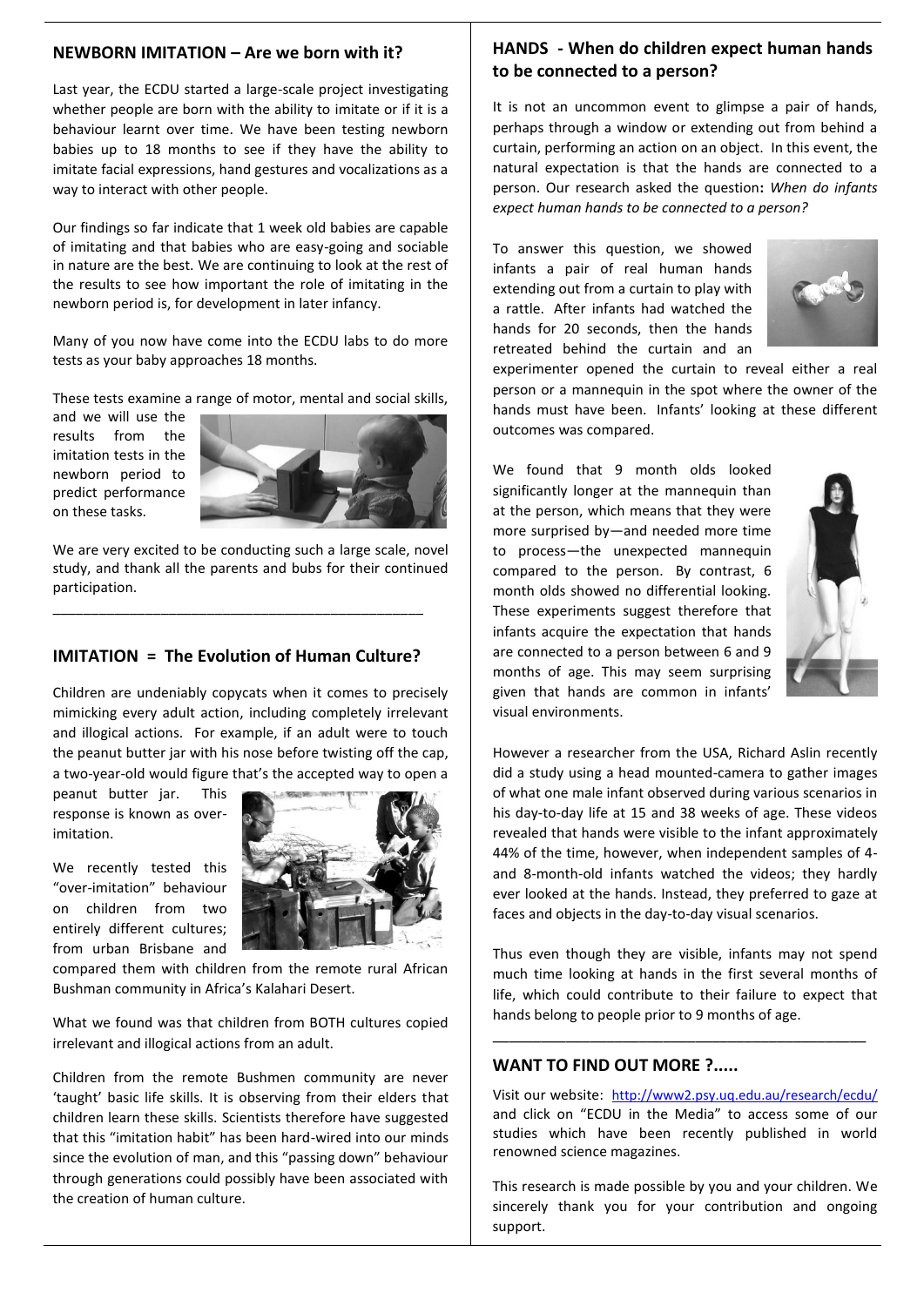## NEWBORN IMITATION – Are we born with it?

Last year, the ECDU started a large-scale project investigating whether people are born with the ability to imitate or if it is a behaviour learnt over time. We have been testing newborn babies up to 18 months to see if they have the ability to imitate facial expressions, hand gestures and vocalizations as a way to interact with other people.

Our findings so far indicate that 1 week old babies are capable of imitating and that babies who are easy-going and sociable in nature are the best. We are continuing to look at the rest of the results to see how important the role of imitating in the newborn period is, for development in later infancy.

Many of you now have come into the ECDU labs to do more tests as your baby approaches 18 months.

These tests examine a range of motor, mental and social skills, and we will use the results from the imitation tests in the newborn period to predict performance on these tasks.

We are very excited to be conducting such a large scale, novel study, and thank all the parents and bubs for their continued participation.

---

## IMITATION = The Evolution of Human Culture?

Children are undeniably copycats when it comes to precisely mimicking every adult action, including completely irrelevant and illogical actions. For example, if an adult were to touch the peanut butter jar with his nose before twisting off the cap, a two-year-old would figure that's the accepted way to open a peanut butter jar. This response is known as over-imitation.

We recently tested this "over-imitation" behaviour on children from two entirely different cultures; from urban Brisbane and compared them with children from the remote rural African Bushman community in Africa's Kalahari Desert.

What we found was that children from BOTH cultures copied irrelevant and illogical actions from an adult.

Children from the remote Bushmen community are never 'taught' basic life skills. It is observing from their elders that children learn these skills. Scientists therefore have suggested that this "imitation habit" has been hard-wired into our minds since the evolution of man, and this "passing down" behaviour through generations could possibly have been associated with the creation of human culture.

## HANDS - When do children expect human hands to be connected to a person?

It is not an uncommon event to glimpse a pair of hands, perhaps through a window or extending out from behind a curtain, performing an action on an object. In this event, the natural expectation is that the hands are connected to a person. Our research asked the question**:** *When do infants expect human hands to be connected to a person?*

To answer this question, we showed infants a pair of real human hands extending out from a curtain to play with a rattle. After infants had watched the hands for 20 seconds, then the hands retreated behind the curtain and an experimenter opened the curtain to reveal either a real person or a mannequin in the spot where the owner of the hands must have been. Infants' looking at these different outcomes was compared.

We found that 9 month olds looked significantly longer at the mannequin than at the person, which means that they were more surprised by—and needed more time to process—the unexpected mannequin compared to the person. By contrast, 6 month olds showed no differential looking. These experiments suggest therefore that infants acquire the expectation that hands are connected to a person between 6 and 9 months of age. This may seem surprising given that hands are common in infants' visual environments.

However a researcher from the USA, Richard Aslin recently did a study using a head mounted-camera to gather images of what one male infant observed during various scenarios in his day-to-day life at 15 and 38 weeks of age. These videos revealed that hands were visible to the infant approximately 44% of the time, however, when independent samples of 4- and 8-month-old infants watched the videos; they hardly ever looked at the hands. Instead, they preferred to gaze at faces and objects in the day-to-day visual scenarios.

Thus even though they are visible, infants may not spend much time looking at hands in the first several months of life, which could contribute to their failure to expect that hands belong to people prior to 9 months of age.

---

## WANT TO FIND OUT MORE ?.....

Visit our website: http://www2.psy.uq.edu.au/research/ecdu/ and click on "ECDU in the Media" to access some of our studies which have been recently published in world renowned science magazines.

This research is made possible by you and your children. We sincerely thank you for your contribution and ongoing support.